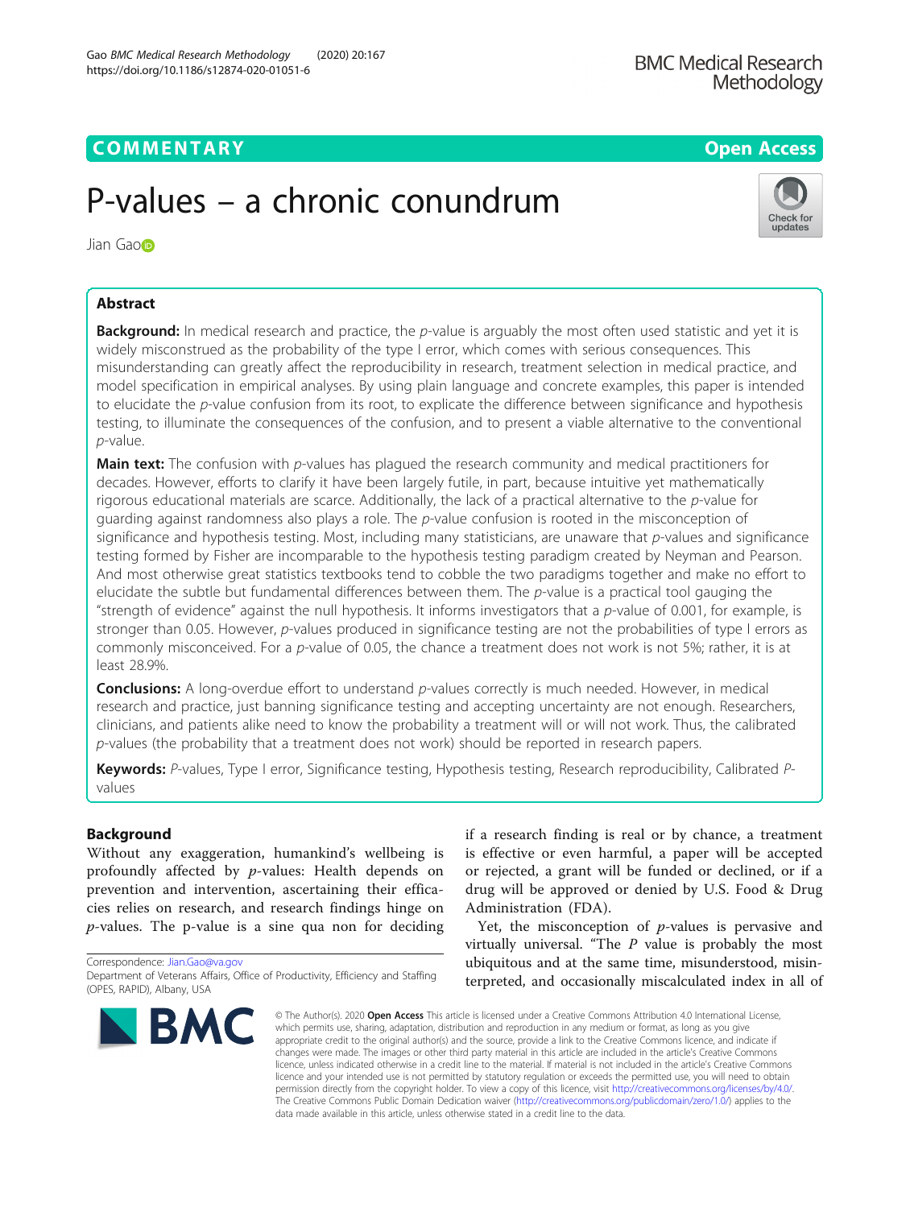COMMENTARY

Open Access

# P-values – a chronic conundrum

Jian Gao

## Abstract

**Background:** In medical research and practice, the *p*-value is arguably the most often used statistic and yet it is widely misconstrued as the probability of the type I error, which comes with serious consequences. This misunderstanding can greatly affect the reproducibility in research, treatment selection in medical practice, and model specification in empirical analyses. By using plain language and concrete examples, this paper is intended to elucidate the *p*-value confusion from its root, to explicate the difference between significance and hypothesis testing, to illuminate the consequences of the confusion, and to present a viable alternative to the conventional *p*-value.

**Main text:** The confusion with *p*-values has plagued the research community and medical practitioners for decades. However, efforts to clarify it have been largely futile, in part, because intuitive yet mathematically rigorous educational materials are scarce. Additionally, the lack of a practical alternative to the *p*-value for guarding against randomness also plays a role. The *p*-value confusion is rooted in the misconception of significance and hypothesis testing. Most, including many statisticians, are unaware that *p*-values and significance testing formed by Fisher are incomparable to the hypothesis testing paradigm created by Neyman and Pearson. And most otherwise great statistics textbooks tend to cobble the two paradigms together and make no effort to elucidate the subtle but fundamental differences between them. The *p*-value is a practical tool gauging the "strength of evidence" against the null hypothesis. It informs investigators that a *p*-value of 0.001, for example, is stronger than 0.05. However, *p*-values produced in significance testing are not the probabilities of type I errors as commonly misconceived. For a *p*-value of 0.05, the chance a treatment does not work is not 5%; rather, it is at least 28.9%.

**Conclusions:** A long-overdue effort to understand *p*-values correctly is much needed. However, in medical research and practice, just banning significance testing and accepting uncertainty are not enough. Researchers, clinicians, and patients alike need to know the probability a treatment will or will not work. Thus, the calibrated *p*-values (the probability that a treatment does not work) should be reported in research papers.

**Keywords:** *P*-values, Type I error, Significance testing, Hypothesis testing, Research reproducibility, Calibrated *P*-values

## Background

Without any exaggeration, humankind's wellbeing is profoundly affected by *p*-values: Health depends on prevention and intervention, ascertaining their efficacies relies on research, and research findings hinge on *p*-values. The p-value is a sine qua non for deciding if a research finding is real or by chance, a treatment is effective or even harmful, a paper will be accepted or rejected, a grant will be funded or declined, or if a drug will be approved or denied by U.S. Food & Drug Administration (FDA).

Yet, the misconception of *p*-values is pervasive and virtually universal. "The *P* value is probably the most ubiquitous and at the same time, misunderstood, misinterpreted, and occasionally miscalculated index in all of

Correspondence: Jian.Gao@va.gov
Department of Veterans Affairs, Office of Productivity, Efficiency and Staffing (OPES, RAPID), Albany, USA

© The Author(s). 2020 **Open Access** This article is licensed under a Creative Commons Attribution 4.0 International License, which permits use, sharing, adaptation, distribution and reproduction in any medium or format, as long as you give appropriate credit to the original author(s) and the source, provide a link to the Creative Commons licence, and indicate if changes were made. The images or other third party material in this article are included in the article's Creative Commons licence, unless indicated otherwise in a credit line to the material. If material is not included in the article's Creative Commons licence and your intended use is not permitted by statutory regulation or exceeds the permitted use, you will need to obtain permission directly from the copyright holder. To view a copy of this licence, visit http://creativecommons.org/licenses/by/4.0/. The Creative Commons Public Domain Dedication waiver (http://creativecommons.org/publicdomain/zero/1.0/) applies to the data made available in this article, unless otherwise stated in a credit line to the data.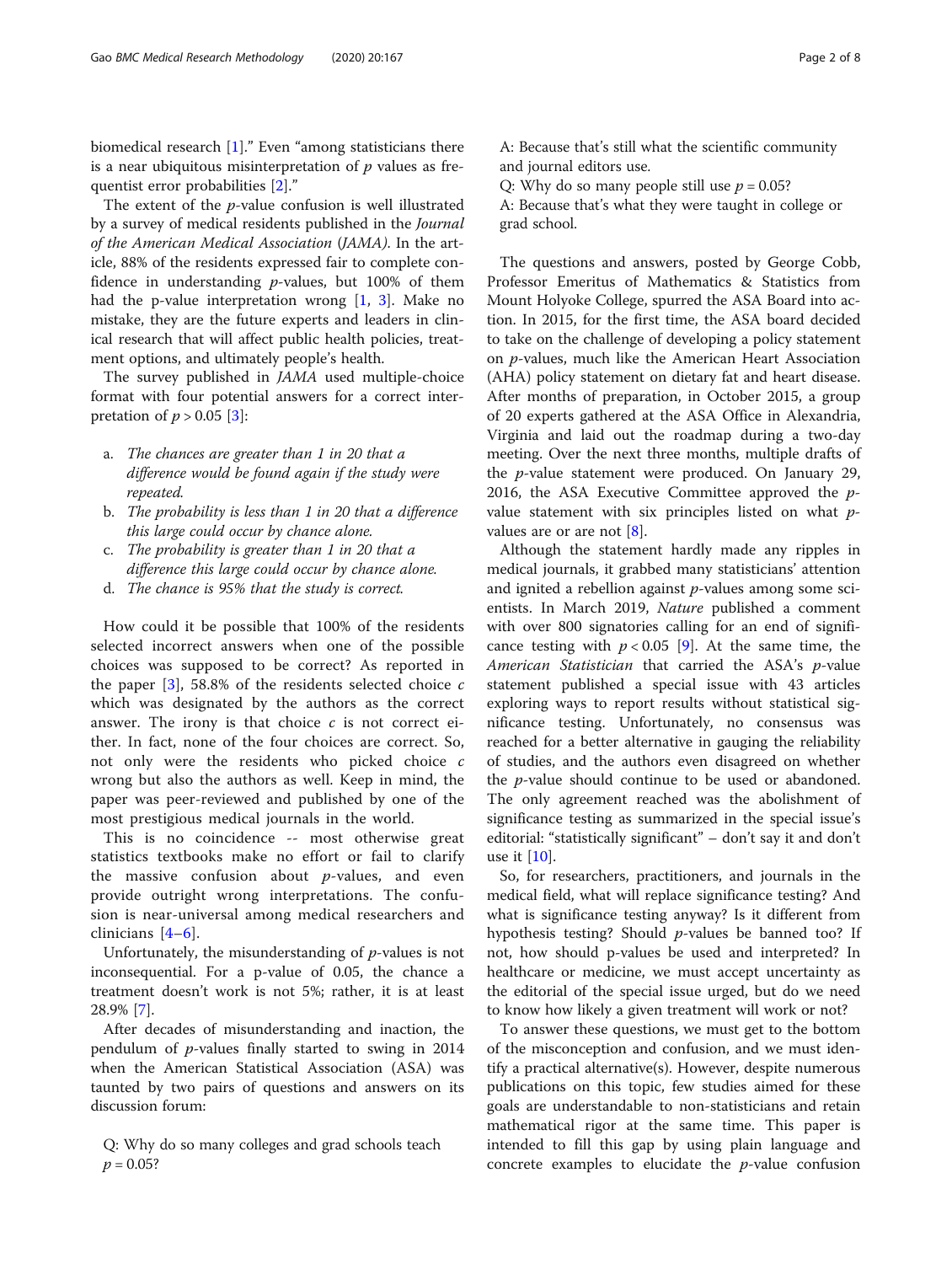biomedical research [1].” Even “among statisticians there is a near ubiquitous misinterpretation of $p$ values as frequentist error probabilities [2].”

The extent of the $p$-value confusion is well illustrated by a survey of medical residents published in the *Journal of the American Medical Association* (*JAMA*). In the article, 88% of the residents expressed fair to complete confidence in understanding $p$-values, but 100% of them had the p-value interpretation wrong [1, 3]. Make no mistake, they are the future experts and leaders in clinical research that will affect public health policies, treatment options, and ultimately people’s health.

The survey published in *JAMA* used multiple-choice format with four potential answers for a correct interpretation of $p > 0.05$ [3]:

a. *The chances are greater than 1 in 20 that a difference would be found again if the study were repeated.*
b. *The probability is less than 1 in 20 that a difference this large could occur by chance alone.*
c. *The probability is greater than 1 in 20 that a difference this large could occur by chance alone.*
d. *The chance is 95% that the study is correct.*

How could it be possible that 100% of the residents selected incorrect answers when one of the possible choices was supposed to be correct? As reported in the paper [3], 58.8% of the residents selected choice $c$ which was designated by the authors as the correct answer. The irony is that choice $c$ is not correct either. In fact, none of the four choices are correct. So, not only were the residents who picked choice $c$ wrong but also the authors as well. Keep in mind, the paper was peer-reviewed and published by one of the most prestigious medical journals in the world.

This is no coincidence -- most otherwise great statistics textbooks make no effort or fail to clarify the massive confusion about $p$-values, and even provide outright wrong interpretations. The confusion is near-universal among medical researchers and clinicians [4–6].

Unfortunately, the misunderstanding of $p$-values is not inconsequential. For a p-value of 0.05, the chance a treatment doesn’t work is not 5%; rather, it is at least 28.9% [7].

After decades of misunderstanding and inaction, the pendulum of $p$-values finally started to swing in 2014 when the American Statistical Association (ASA) was taunted by two pairs of questions and answers on its discussion forum:

Q: Why do so many colleges and grad schools teach $p = 0.05$?
A: Because that’s still what the scientific community and journal editors use.
Q: Why do so many people still use $p = 0.05$?
A: Because that’s what they were taught in college or grad school.

The questions and answers, posted by George Cobb, Professor Emeritus of Mathematics & Statistics from Mount Holyoke College, spurred the ASA Board into action. In 2015, for the first time, the ASA board decided to take on the challenge of developing a policy statement on $p$-values, much like the American Heart Association (AHA) policy statement on dietary fat and heart disease. After months of preparation, in October 2015, a group of 20 experts gathered at the ASA Office in Alexandria, Virginia and laid out the roadmap during a two-day meeting. Over the next three months, multiple drafts of the $p$-value statement were produced. On January 29, 2016, the ASA Executive Committee approved the $p$-value statement with six principles listed on what $p$-values are or are not [8].

Although the statement hardly made any ripples in medical journals, it grabbed many statisticians’ attention and ignited a rebellion against $p$-values among some scientists. In March 2019, *Nature* published a comment with over 800 signatories calling for an end of significance testing with $p < 0.05$ [9]. At the same time, the *American Statistician* that carried the ASA’s $p$-value statement published a special issue with 43 articles exploring ways to report results without statistical significance testing. Unfortunately, no consensus was reached for a better alternative in gauging the reliability of studies, and the authors even disagreed on whether the $p$-value should continue to be used or abandoned. The only agreement reached was the abolishment of significance testing as summarized in the special issue’s editorial: “statistically significant” – don’t say it and don’t use it [10].

So, for researchers, practitioners, and journals in the medical field, what will replace significance testing? And what is significance testing anyway? Is it different from hypothesis testing? Should $p$-values be banned too? If not, how should p-values be used and interpreted? In healthcare or medicine, we must accept uncertainty as the editorial of the special issue urged, but do we need to know how likely a given treatment will work or not?

To answer these questions, we must get to the bottom of the misconception and confusion, and we must identify a practical alternative(s). However, despite numerous publications on this topic, few studies aimed for these goals are understandable to non-statisticians and retain mathematical rigor at the same time. This paper is intended to fill this gap by using plain language and concrete examples to elucidate the $p$-value confusion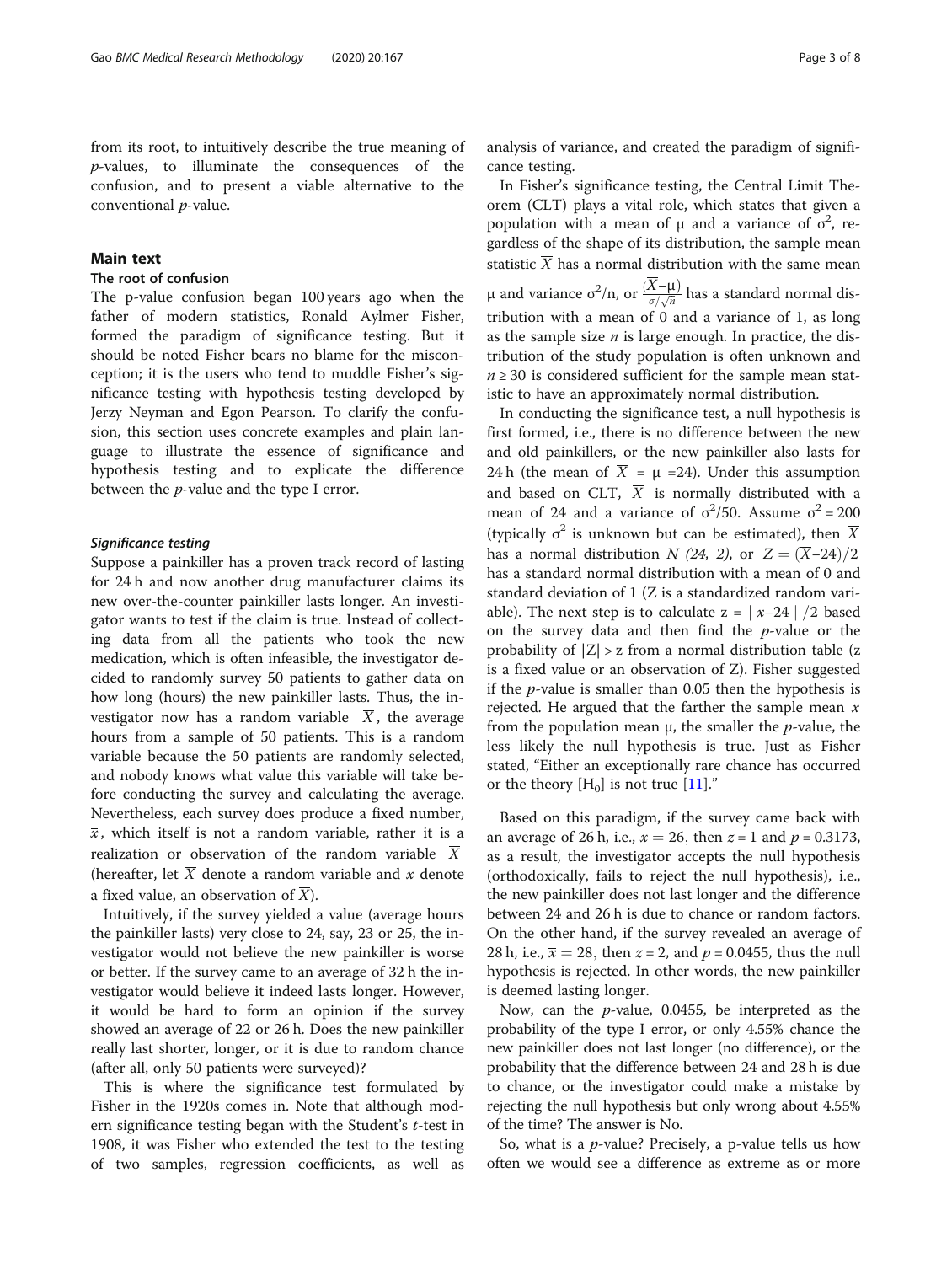from its root, to intuitively describe the true meaning of *p*-values, to illuminate the consequences of the confusion, and to present a viable alternative to the conventional *p*-value.

## Main text

### The root of confusion

The p-value confusion began 100 years ago when the father of modern statistics, Ronald Aylmer Fisher, formed the paradigm of significance testing. But it should be noted Fisher bears no blame for the misconception; it is the users who tend to muddle Fisher's significance testing with hypothesis testing developed by Jerzy Neyman and Egon Pearson. To clarify the confusion, this section uses concrete examples and plain language to illustrate the essence of significance and hypothesis testing and to explicate the difference between the *p*-value and the type I error.

#### *Significance testing*

Suppose a painkiller has a proven track record of lasting for 24 h and now another drug manufacturer claims its new over-the-counter painkiller lasts longer. An investigator wants to test if the claim is true. Instead of collecting data from all the patients who took the new medication, which is often infeasible, the investigator decided to randomly survey 50 patients to gather data on how long (hours) the new painkiller lasts. Thus, the investigator now has a random variable $\overline{X}$, the average hours from a sample of 50 patients. This is a random variable because the 50 patients are randomly selected, and nobody knows what value this variable will take before conducting the survey and calculating the average. Nevertheless, each survey does produce a fixed number, $\overline{x}$, which itself is not a random variable, rather it is a realization or observation of the random variable $\overline{X}$ (hereafter, let $\overline{X}$ denote a random variable and $\overline{x}$ denote a fixed value, an observation of $\overline{X}$).

Intuitively, if the survey yielded a value (average hours the painkiller lasts) very close to 24, say, 23 or 25, the investigator would not believe the new painkiller is worse or better. If the survey came to an average of 32 h the investigator would believe it indeed lasts longer. However, it would be hard to form an opinion if the survey showed an average of 22 or 26 h. Does the new painkiller really last shorter, longer, or it is due to random chance (after all, only 50 patients were surveyed)?

This is where the significance test formulated by Fisher in the 1920s comes in. Note that although modern significance testing began with the Student's *t*-test in 1908, it was Fisher who extended the test to the testing of two samples, regression coefficients, as well as analysis of variance, and created the paradigm of significance testing.

In Fisher's significance testing, the Central Limit Theorem (CLT) plays a vital role, which states that given a population with a mean of μ and a variance of $\sigma^2$, regardless of the shape of its distribution, the sample mean statistic $\overline{X}$ has a normal distribution with the same mean μ and variance $\sigma^2/n$, or $\frac{(\overline{X}-\mu)}{\sigma/\sqrt{n}}$ has a standard normal distribution with a mean of 0 and a variance of 1, as long as the sample size *n* is large enough. In practice, the distribution of the study population is often unknown and $n \geq 30$ is considered sufficient for the sample mean statistic to have an approximately normal distribution.

In conducting the significance test, a null hypothesis is first formed, i.e., there is no difference between the new and old painkillers, or the new painkiller also lasts for 24 h (the mean of $\overline{X} = \mu = 24$). Under this assumption and based on CLT, $\overline{X}$ is normally distributed with a mean of 24 and a variance of $\sigma^2/50$. Assume $\sigma^2 = 200$ (typically $\sigma^2$ is unknown but can be estimated), then $\overline{X}$ has a normal distribution *N (24, 2)*, or $Z = (\overline{X}-24)/2$ has a standard normal distribution with a mean of 0 and standard deviation of 1 (Z is a standardized random variable). The next step is to calculate $z = |\overline{x}-24|/2$ based on the survey data and then find the *p*-value or the probability of $|Z| > z$ from a normal distribution table (z is a fixed value or an observation of Z). Fisher suggested if the *p*-value is smaller than 0.05 then the hypothesis is rejected. He argued that the farther the sample mean $\overline{x}$ from the population mean μ, the smaller the *p*-value, the less likely the null hypothesis is true. Just as Fisher stated, "Either an exceptionally rare chance has occurred or the theory [$H_0$] is not true [11]."

Based on this paradigm, if the survey came back with an average of 26 h, i.e., $\overline{x} = 26$, then $z = 1$ and $p = 0.3173$, as a result, the investigator accepts the null hypothesis (orthodoxically, fails to reject the null hypothesis), i.e., the new painkiller does not last longer and the difference between 24 and 26 h is due to chance or random factors. On the other hand, if the survey revealed an average of 28 h, i.e., $\overline{x} = 28$, then $z = 2$, and $p = 0.0455$, thus the null hypothesis is rejected. In other words, the new painkiller is deemed lasting longer.

Now, can the *p*-value, 0.0455, be interpreted as the probability of the type I error, or only 4.55% chance the new painkiller does not last longer (no difference), or the probability that the difference between 24 and 28 h is due to chance, or the investigator could make a mistake by rejecting the null hypothesis but only wrong about 4.55% of the time? The answer is No.

So, what is a *p*-value? Precisely, a p-value tells us how often we would see a difference as extreme as or more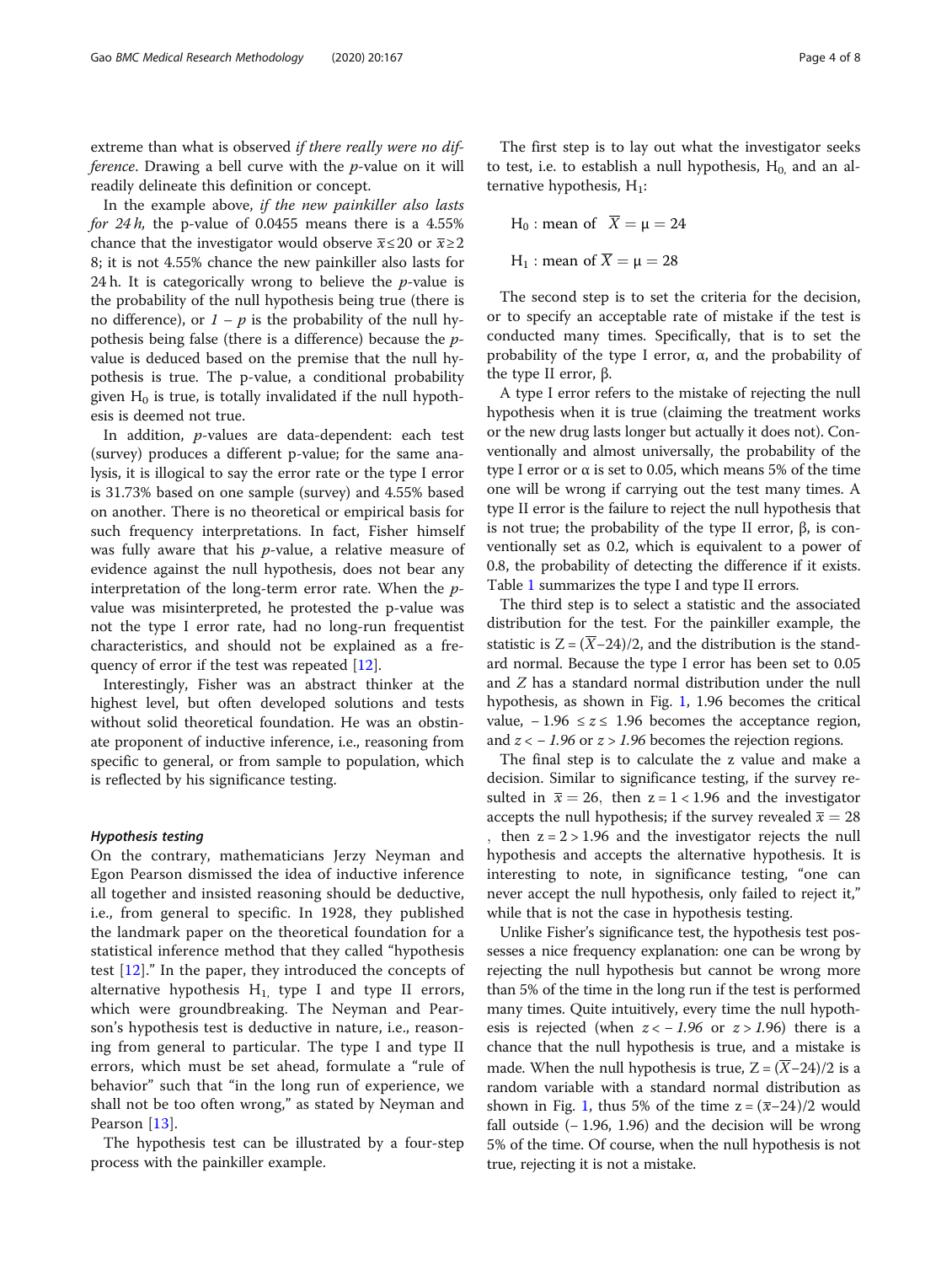extreme than what is observed *if there really were no difference*. Drawing a bell curve with the *p*-value on it will readily delineate this definition or concept.

In the example above, *if the new painkiller also lasts for 24 h,* the p-value of 0.0455 means there is a 4.55% chance that the investigator would observe $\bar{x} \leq 20$ or $\bar{x} \geq 28$; it is not 4.55% chance the new painkiller also lasts for 24 h. It is categorically wrong to believe the *p*-value is the probability of the null hypothesis being true (there is no difference), or $1 - p$ is the probability of the null hypothesis being false (there is a difference) because the *p*-value is deduced based on the premise that the null hypothesis is true. The p-value, a conditional probability given $H_0$ is true, is totally invalidated if the null hypothesis is deemed not true.

In addition, *p*-values are data-dependent: each test (survey) produces a different p-value; for the same analysis, it is illogical to say the error rate or the type I error is 31.73% based on one sample (survey) and 4.55% based on another. There is no theoretical or empirical basis for such frequency interpretations. In fact, Fisher himself was fully aware that his *p*-value, a relative measure of evidence against the null hypothesis, does not bear any interpretation of the long-term error rate. When the *p*-value was misinterpreted, he protested the p-value was not the type I error rate, had no long-run frequentist characteristics, and should not be explained as a frequency of error if the test was repeated [12].

Interestingly, Fisher was an abstract thinker at the highest level, but often developed solutions and tests without solid theoretical foundation. He was an obstinate proponent of inductive inference, i.e., reasoning from specific to general, or from sample to population, which is reflected by his significance testing.

### *Hypothesis testing*

On the contrary, mathematicians Jerzy Neyman and Egon Pearson dismissed the idea of inductive inference all together and insisted reasoning should be deductive, i.e., from general to specific. In 1928, they published the landmark paper on the theoretical foundation for a statistical inference method that they called "hypothesis test [12]." In the paper, they introduced the concepts of alternative hypothesis $H_1$, type I and type II errors, which were groundbreaking. The Neyman and Pearson's hypothesis test is deductive in nature, i.e., reasoning from general to particular. The type I and type II errors, which must be set ahead, formulate a "rule of behavior" such that "in the long run of experience, we shall not be too often wrong," as stated by Neyman and Pearson [13].

The hypothesis test can be illustrated by a four-step process with the painkiller example.

The first step is to lay out what the investigator seeks to test, i.e. to establish a null hypothesis, $H_0$, and an alternative hypothesis, $H_1$:

$$H_0 : \text{mean of } \overline{X} = \mu = 24$$

$$H_1 : \text{mean of } \overline{X} = \mu = 28$$

The second step is to set the criteria for the decision, or to specify an acceptable rate of mistake if the test is conducted many times. Specifically, that is to set the probability of the type I error, α, and the probability of the type II error, β.

A type I error refers to the mistake of rejecting the null hypothesis when it is true (claiming the treatment works or the new drug lasts longer but actually it does not). Conventionally and almost universally, the probability of the type I error or α is set to 0.05, which means 5% of the time one will be wrong if carrying out the test many times. A type II error is the failure to reject the null hypothesis that is not true; the probability of the type II error, β, is conventionally set as 0.2, which is equivalent to a power of 0.8, the probability of detecting the difference if it exists. Table 1 summarizes the type I and type II errors.

The third step is to select a statistic and the associated distribution for the test. For the painkiller example, the statistic is $Z = (\overline{X} - 24)/2$, and the distribution is the standard normal. Because the type I error has been set to 0.05 and $Z$ has a standard normal distribution under the null hypothesis, as shown in Fig. 1, 1.96 becomes the critical value, $-1.96 \leq z \leq 1.96$ becomes the acceptance region, and $z < -1.96$ or $z > 1.96$ becomes the rejection regions.

The final step is to calculate the z value and make a decision. Similar to significance testing, if the survey resulted in $\bar{x} = 26$, then $z = 1 < 1.96$ and the investigator accepts the null hypothesis; if the survey revealed $\bar{x} = 28$, then $z = 2 > 1.96$ and the investigator rejects the null hypothesis and accepts the alternative hypothesis. It is interesting to note, in significance testing, "one can never accept the null hypothesis, only failed to reject it," while that is not the case in hypothesis testing.

Unlike Fisher's significance test, the hypothesis test possesses a nice frequency explanation: one can be wrong by rejecting the null hypothesis but cannot be wrong more than 5% of the time in the long run if the test is performed many times. Quite intuitively, every time the null hypothesis is rejected (when $z < -1.96$ or $z > 1.96$) there is a chance that the null hypothesis is true, and a mistake is made. When the null hypothesis is true, $Z = (\overline{X} - 24)/2$ is a random variable with a standard normal distribution as shown in Fig. 1, thus 5% of the time $z = (\bar{x} - 24)/2$ would fall outside $(-1.96, 1.96)$ and the decision will be wrong 5% of the time. Of course, when the null hypothesis is not true, rejecting it is not a mistake.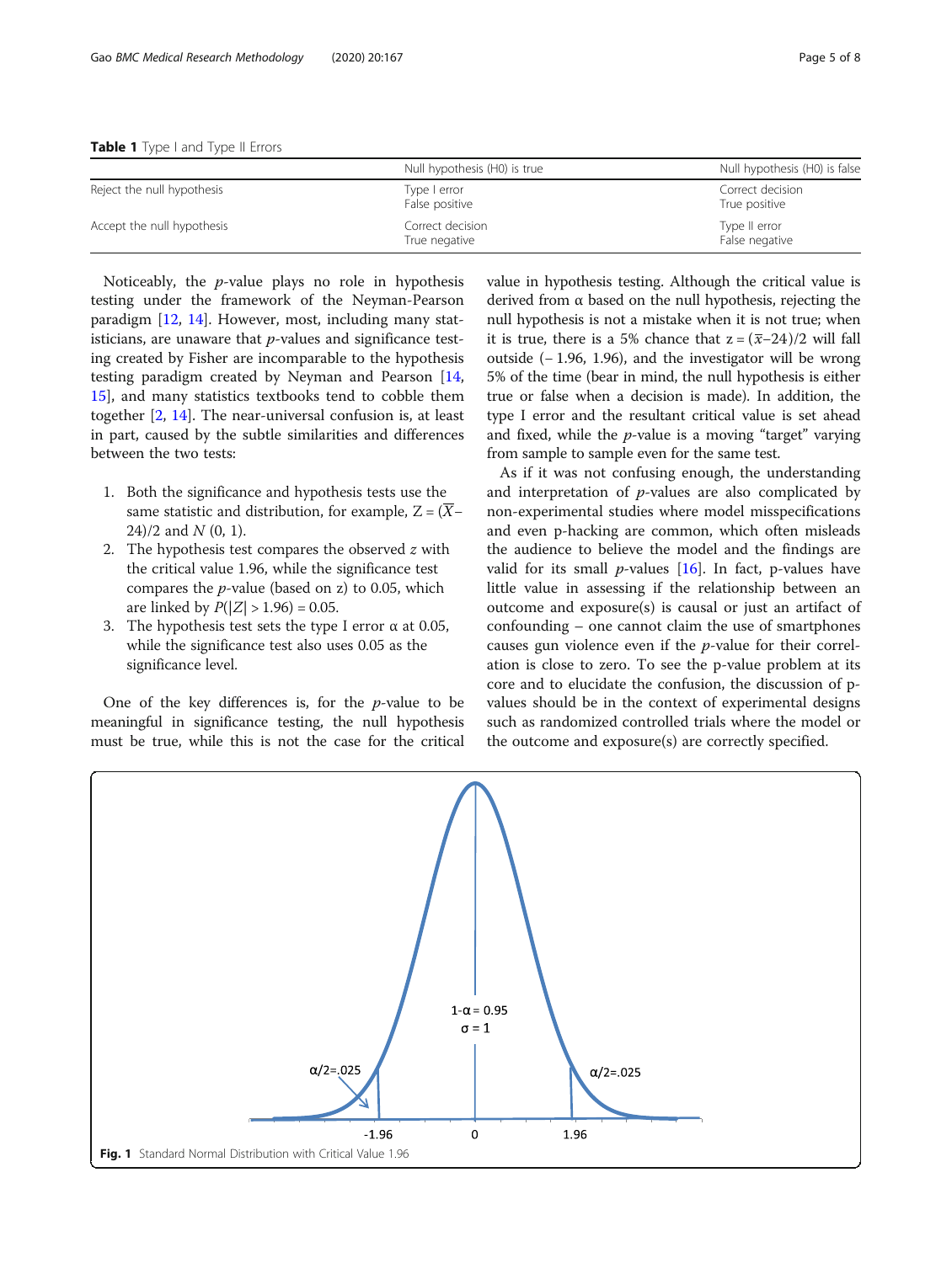**Table 1** Type I and Type II Errors

| | Null hypothesis (H0) is true | Null hypothesis (H0) is false |
|---|---|---|
| Reject the null hypothesis | Type I error<br>False positive | Correct decision<br>True positive |
| Accept the null hypothesis | Correct decision<br>True negative | Type II error<br>False negative |

Noticeably, the *p*-value plays no role in hypothesis testing under the framework of the Neyman-Pearson paradigm [12, 14]. However, most, including many statisticians, are unaware that *p*-values and significance testing created by Fisher are incomparable to the hypothesis testing paradigm created by Neyman and Pearson [14, 15], and many statistics textbooks tend to cobble them together [2, 14]. The near-universal confusion is, at least in part, caused by the subtle similarities and differences between the two tests:

1. Both the significance and hypothesis tests use the same statistic and distribution, for example, $Z = (\overline{X}-24)/2$ and $N(0, 1)$.
2. The hypothesis test compares the observed $z$ with the critical value 1.96, while the significance test compares the *p*-value (based on z) to 0.05, which are linked by $P(|Z| > 1.96) = 0.05$.
3. The hypothesis test sets the type I error $\alpha$ at 0.05, while the significance test also uses 0.05 as the significance level.

One of the key differences is, for the *p*-value to be meaningful in significance testing, the null hypothesis must be true, while this is not the case for the critical value in hypothesis testing. Although the critical value is derived from $\alpha$ based on the null hypothesis, rejecting the null hypothesis is not a mistake when it is not true; when it is true, there is a 5% chance that $z = (\overline{x}-24)/2$ will fall outside $(-1.96, 1.96)$, and the investigator will be wrong 5% of the time (bear in mind, the null hypothesis is either true or false when a decision is made). In addition, the type I error and the resultant critical value is set ahead and fixed, while the *p*-value is a moving "target" varying from sample to sample even for the same test.

As if it was not confusing enough, the understanding and interpretation of *p*-values are also complicated by non-experimental studies where model misspecifications and even p-hacking are common, which often misleads the audience to believe the model and the findings are valid for its small *p*-values [16]. In fact, p-values have little value in assessing if the relationship between an outcome and exposure(s) is causal or just an artifact of confounding – one cannot claim the use of smartphones causes gun violence even if the *p*-value for their correlation is close to zero. To see the p-value problem at its core and to elucidate the confusion, the discussion of p-values should be in the context of experimental designs such as randomized controlled trials where the model or the outcome and exposure(s) are correctly specified.

**Fig. 1** Standard Normal Distribution with Critical Value 1.96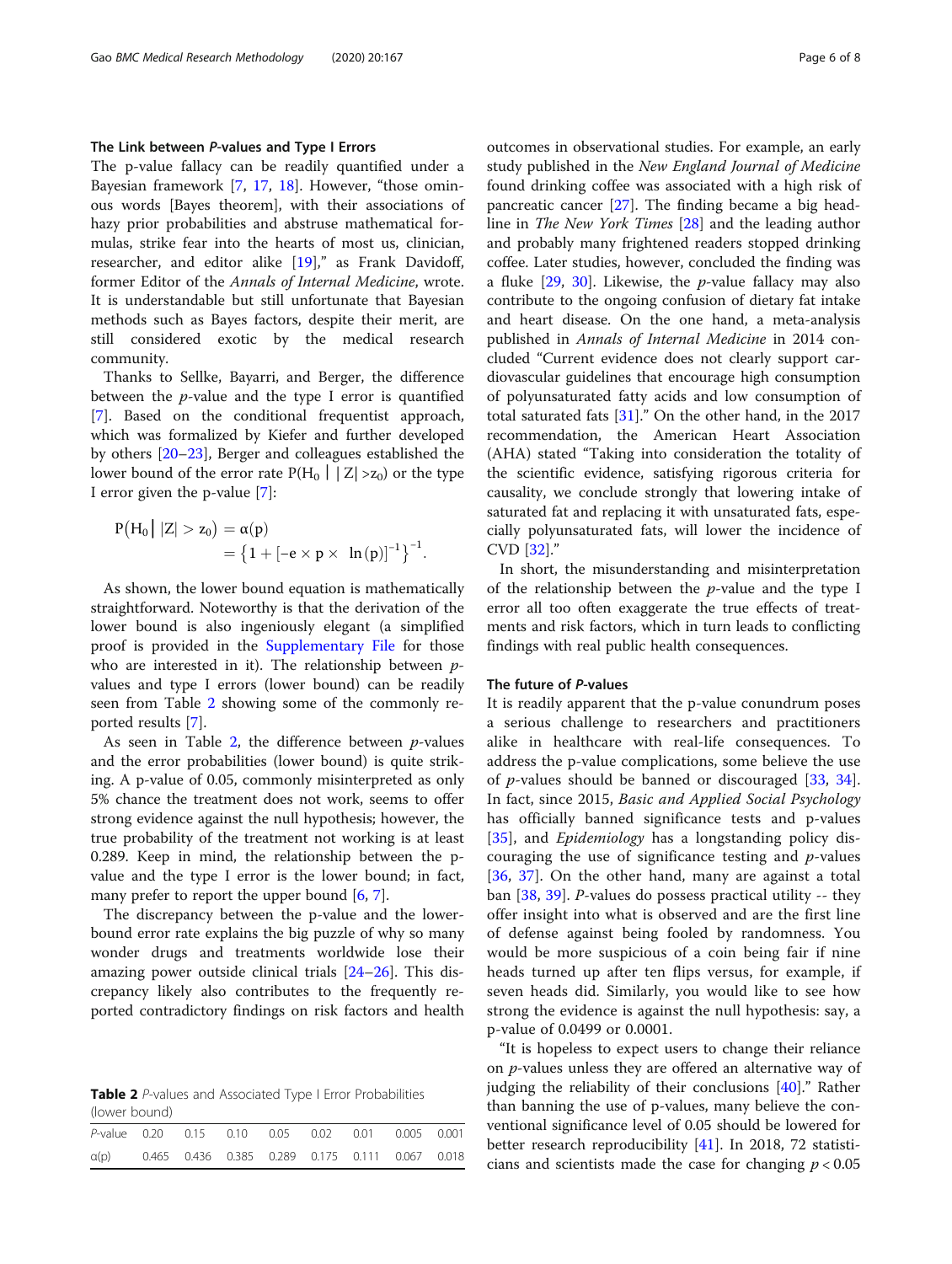### The Link between *P*-values and Type I Errors

The p-value fallacy can be readily quantified under a Bayesian framework [7, 17, 18]. However, "those ominous words [Bayes theorem], with their associations of hazy prior probabilities and abstruse mathematical formulas, strike fear into the hearts of most of us, clinician, researcher, and editor alike [19]," as Frank Davidoff, former Editor of the *Annals of Internal Medicine*, wrote. It is understandable but still unfortunate that Bayesian methods such as Bayes factors, despite their merit, are still considered exotic by the medical research community.

Thanks to Sellke, Bayarri, and Berger, the difference between the *p*-value and the type I error is quantified [7]. Based on the conditional frequentist approach, which was formalized by Kiefer and further developed by others [20–23], Berger and colleagues established the lower bound of the error rate $P(H_0 \mid |Z| > z_0)$ or the type I error given the p-value [7]:

$$P(H_0 \mid |Z| > z_0) = \alpha(p) = \left\{1 + [-e \times p \times \ln(p)]^{-1}\right\}^{-1}.$$

As shown, the lower bound equation is mathematically straightforward. Noteworthy is that the derivation of the lower bound is also ingeniously elegant (a simplified proof is provided in the Supplementary File for those who are interested in it). The relationship between *p*-values and type I errors (lower bound) can be readily seen from Table 2 showing some of the commonly reported results [7].

As seen in Table 2, the difference between *p*-values and the error probabilities (lower bound) is quite striking. A p-value of 0.05, commonly misinterpreted as only 5% chance the treatment does not work, seems to offer strong evidence against the null hypothesis; however, the true probability of the treatment not working is at least 0.289. Keep in mind, the relationship between the p-value and the type I error is the lower bound; in fact, many prefer to report the upper bound [6, 7].

The discrepancy between the p-value and the lower-bound error rate explains the big puzzle of why so many wonder drugs and treatments worldwide lose their amazing power outside clinical trials [24–26]. This discrepancy likely also contributes to the frequently reported contradictory findings on risk factors and health outcomes in observational studies. For example, an early study published in the *New England Journal of Medicine* found drinking coffee was associated with a high risk of pancreatic cancer [27]. The finding became a big headline in *The New York Times* [28] and the leading author and probably many frightened readers stopped drinking coffee. Later studies, however, concluded the finding was a fluke [29, 30]. Likewise, the *p*-value fallacy may also contribute to the ongoing confusion of dietary fat intake and heart disease. On the one hand, a meta-analysis published in *Annals of Internal Medicine* in 2014 concluded "Current evidence does not clearly support cardiovascular guidelines that encourage high consumption of polyunsaturated fatty acids and low consumption of total saturated fats [31]." On the other hand, in the 2017 recommendation, the American Heart Association (AHA) stated "Taking into consideration the totality of the scientific evidence, satisfying rigorous criteria for causality, we conclude strongly that lowering intake of saturated fat and replacing it with unsaturated fats, especially polyunsaturated fats, will lower the incidence of CVD [32]."

In short, the misunderstanding and misinterpretation of the relationship between the *p*-value and the type I error all too often exaggerate the true effects of treatments and risk factors, which in turn leads to conflicting findings with real public health consequences.

**Table 2** *P*-values and Associated Type I Error Probabilities (lower bound)

| *P*-value | 0.20 | 0.15 | 0.10 | 0.05 | 0.02 | 0.01 | 0.005 | 0.001 |
|---|---|---|---|---|---|---|---|---|
| α(p) | 0.465 | 0.436 | 0.385 | 0.289 | 0.175 | 0.111 | 0.067 | 0.018 |

### The future of *P*-values

It is readily apparent that the p-value conundrum poses a serious challenge to researchers and practitioners alike in healthcare with real-life consequences. To address the p-value complications, some believe the use of *p*-values should be banned or discouraged [33, 34]. In fact, since 2015, *Basic and Applied Social Psychology* has officially banned significance tests and p-values [35], and *Epidemiology* has a longstanding policy discouraging the use of significance testing and *p*-values [36, 37]. On the other hand, many are against a total ban [38, 39]. *P*-values do possess practical utility -- they offer insight into what is observed and are the first line of defense against being fooled by randomness. You would be more suspicious of a coin being fair if nine heads turned up after ten flips versus, for example, if seven heads did. Similarly, you would like to see how strong the evidence is against the null hypothesis: say, a p-value of 0.0499 or 0.0001.

"It is hopeless to expect users to change their reliance on *p*-values unless they are offered an alternative way of judging the reliability of their conclusions [40]." Rather than banning the use of p-values, many believe the conventional significance level of 0.05 should be lowered for better research reproducibility [41]. In 2018, 72 statisticians and scientists made the case for changing $p < 0.05$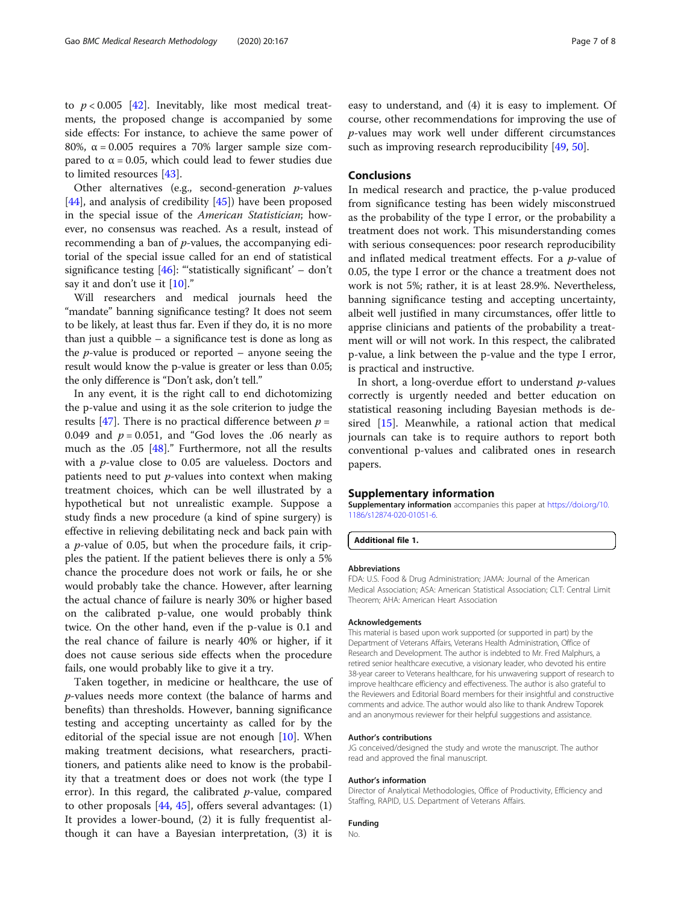to $p < 0.005$ [42]. Inevitably, like most medical treatments, the proposed change is accompanied by some side effects: For instance, to achieve the same power of 80%, $\alpha = 0.005$ requires a 70% larger sample size compared to $\alpha = 0.05$, which could lead to fewer studies due to limited resources [43].

Other alternatives (e.g., second-generation *p*-values [44], and analysis of credibility [45]) have been proposed in the special issue of the *American Statistician*; however, no consensus was reached. As a result, instead of recommending a ban of *p*-values, the accompanying editorial of the special issue called for an end of statistical significance testing [46]: "'statistically significant' – don't say it and don't use it [10]."

Will researchers and medical journals heed the "mandate" banning significance testing? It does not seem to be likely, at least thus far. Even if they do, it is no more than just a quibble – a significance test is done as long as the *p*-value is produced or reported – anyone seeing the result would know the p-value is greater or less than 0.05; the only difference is "Don't ask, don't tell."

In any event, it is the right call to end dichotomizing the p-value and using it as the sole criterion to judge the results [47]. There is no practical difference between $p = 0.049$ and $p = 0.051$, and "God loves the .06 nearly as much as the .05 [48]." Furthermore, not all the results with a *p*-value close to 0.05 are valueless. Doctors and patients need to put *p*-values into context when making treatment choices, which can be well illustrated by a hypothetical but not unrealistic example. Suppose a study finds a new procedure (a kind of spine surgery) is effective in relieving debilitating neck and back pain with a *p*-value of 0.05, but when the procedure fails, it cripples the patient. If the patient believes there is only a 5% chance the procedure does not work or fails, he or she would probably take the chance. However, after learning the actual chance of failure is nearly 30% or higher based on the calibrated p-value, one would probably think twice. On the other hand, even if the p-value is 0.1 and the real chance of failure is nearly 40% or higher, if it does not cause serious side effects when the procedure fails, one would probably like to give it a try.

Taken together, in medicine or healthcare, the use of *p*-values needs more context (the balance of harms and benefits) than thresholds. However, banning significance testing and accepting uncertainty as called for by the editorial of the special issue are not enough [10]. When making treatment decisions, what researchers, practitioners, and patients alike need to know is the probability that a treatment does or does not work (the type I error). In this regard, the calibrated *p*-value, compared to other proposals [44, 45], offers several advantages: (1) It provides a lower-bound, (2) it is fully frequentist although it can have a Bayesian interpretation, (3) it is easy to understand, and (4) it is easy to implement. Of course, other recommendations for improving the use of *p*-values may work well under different circumstances such as improving research reproducibility [49, 50].

## Conclusions

In medical research and practice, the p-value produced from significance testing has been widely misconstrued as the probability of the type I error, or the probability a treatment does not work. This misunderstanding comes with serious consequences: poor research reproducibility and inflated medical treatment effects. For a *p*-value of 0.05, the type I error or the chance a treatment does not work is not 5%; rather, it is at least 28.9%. Nevertheless, banning significance testing and accepting uncertainty, albeit well justified in many circumstances, offer little to apprise clinicians and patients of the probability a treatment will or will not work. In this respect, the calibrated p-value, a link between the p-value and the type I error, is practical and instructive.

In short, a long-overdue effort to understand *p*-values correctly is urgently needed and better education on statistical reasoning including Bayesian methods is desired [15]. Meanwhile, a rational action that medical journals can take is to require authors to report both conventional p-values and calibrated ones in research papers.

## Supplementary information

**Supplementary information** accompanies this paper at https://doi.org/10.1186/s12874-020-01051-6.

**Additional file 1.**

### Abbreviations

FDA: U.S. Food & Drug Administration; JAMA: Journal of the American Medical Association; ASA: American Statistical Association; CLT: Central Limit Theorem; AHA: American Heart Association

### Acknowledgements

This material is based upon work supported (or supported in part) by the Department of Veterans Affairs, Veterans Health Administration, Office of Research and Development. The author is indebted to Mr. Fred Malphurs, a retired senior healthcare executive, a visionary leader, who devoted his entire 38-year career to Veterans healthcare, for his unwavering support of research to improve healthcare efficiency and effectiveness. The author is also grateful to the Reviewers and Editorial Board members for their insightful and constructive comments and advice. The author would also like to thank Andrew Toporek and an anonymous reviewer for their helpful suggestions and assistance.

### Author's contributions

JG conceived/designed the study and wrote the manuscript. The author read and approved the final manuscript.

### Author's information

Director of Analytical Methodologies, Office of Productivity, Efficiency and Staffing, RAPID, U.S. Department of Veterans Affairs.

### Funding

No.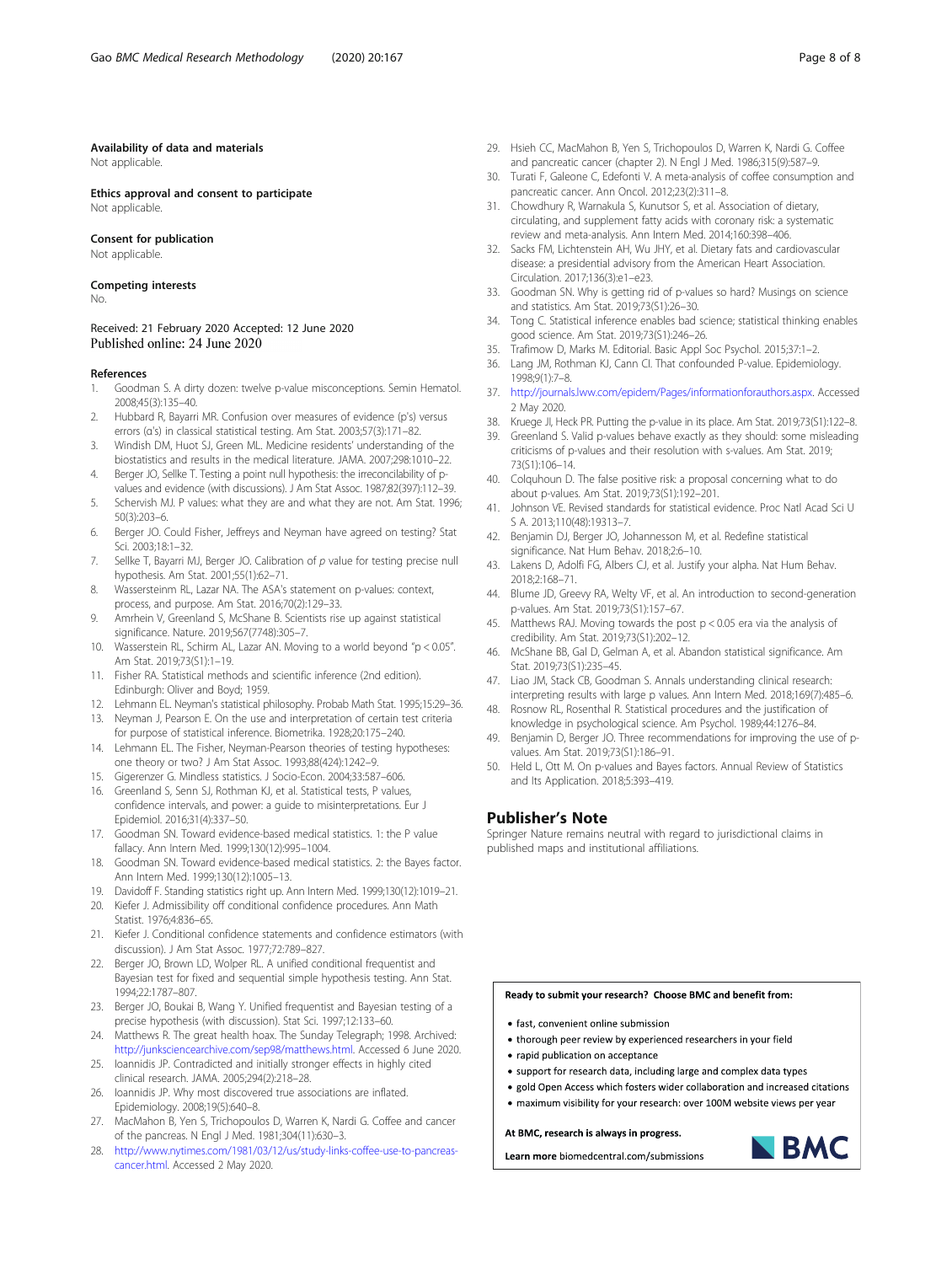**Availability of data and materials**
Not applicable.

**Ethics approval and consent to participate**
Not applicable.

**Consent for publication**
Not applicable.

**Competing interests**
No.

Received: 21 February 2020 Accepted: 12 June 2020
Published online: 24 June 2020

## References

1. Goodman S. A dirty dozen: twelve p-value misconceptions. Semin Hematol. 2008;45(3):135–40.
2. Hubbard R, Bayarri MR. Confusion over measures of evidence (p's) versus errors (α's) in classical statistical testing. Am Stat. 2003;57(3):171–82.
3. Windish DM, Huot SJ, Green ML. Medicine residents' understanding of the biostatistics and results in the medical literature. JAMA. 2007;298:1010–22.
4. Berger JO, Sellke T. Testing a point null hypothesis: the irreconcilability of p-values and evidence (with discussions). J Am Stat Assoc. 1987;82(397):112–39.
5. Schervish MJ. P values: what they are and what they are not. Am Stat. 1996; 50(3):203–6.
6. Berger JO. Could Fisher, Jeffreys and Neyman have agreed on testing? Stat Sci. 2003;18:1–32.
7. Sellke T, Bayarri MJ, Berger JO. Calibration of *p* value for testing precise null hypothesis. Am Stat. 2001;55(1):62–71.
8. Wassersteinm RL, Lazar NA. The ASA's statement on p-values: context, process, and purpose. Am Stat. 2016;70(2):129–33.
9. Amrhein V, Greenland S, McShane B. Scientists rise up against statistical significance. Nature. 2019;567(7748):305–7.
10. Wasserstein RL, Schirm AL, Lazar AN. Moving to a world beyond "p < 0.05". Am Stat. 2019;73(S1):1–19.
11. Fisher RA. Statistical methods and scientific inference (2nd edition). Edinburgh: Oliver and Boyd; 1959.
12. Lehmann EL. Neyman's statistical philosophy. Probab Math Stat. 1995;15:29–36.
13. Neyman J, Pearson E. On the use and interpretation of certain test criteria for purpose of statistical inference. Biometrika. 1928;20:175–240.
14. Lehmann EL. The Fisher, Neyman-Pearson theories of testing hypotheses: one theory or two? J Am Stat Assoc. 1993;88(424):1242–9.
15. Gigerenzer G. Mindless statistics. J Socio-Econ. 2004;33:587–606.
16. Greenland S, Senn SJ, Rothman KJ, et al. Statistical tests, P values, confidence intervals, and power: a guide to misinterpretations. Eur J Epidemiol. 2016;31(4):337–50.
17. Goodman SN. Toward evidence-based medical statistics. 1: the P value fallacy. Ann Intern Med. 1999;130(12):995–1004.
18. Goodman SN. Toward evidence-based medical statistics. 2: the Bayes factor. Ann Intern Med. 1999;130(12):1005–13.
19. Davidoff F. Standing statistics right up. Ann Intern Med. 1999;130(12):1019–21.
20. Kiefer J. Admissibility off conditional confidence procedures. Ann Math Statist. 1976;4:836–65.
21. Kiefer J. Conditional confidence statements and confidence estimators (with discussion). J Am Stat Assoc. 1977;72:789–827.
22. Berger JO, Brown LD, Wolper RL. A unified conditional frequentist and Bayesian test for fixed and sequential simple hypothesis testing. Ann Stat. 1994;22:1787–807.
23. Berger JO, Boukai B, Wang Y. Unified frequentist and Bayesian testing of a precise hypothesis (with discussion). Stat Sci. 1997;12:133–60.
24. Matthews R. The great health hoax. The Sunday Telegraph; 1998. Archived: http://junksciencearchive.com/sep98/matthews.html. Accessed 6 June 2020.
25. Ioannidis JP. Contradicted and initially stronger effects in highly cited clinical research. JAMA. 2005;294(2):218–28.
26. Ioannidis JP. Why most discovered true associations are inflated. Epidemiology. 2008;19(5):640–8.
27. MacMahon B, Yen S, Trichopoulos D, Warren K, Nardi G. Coffee and cancer of the pancreas. N Engl J Med. 1981;304(11):630–3.
28. http://www.nytimes.com/1981/03/12/us/study-links-coffee-use-to-pancreas-cancer.html. Accessed 2 May 2020.
29. Hsieh CC, MacMahon B, Yen S, Trichopoulos D, Warren K, Nardi G. Coffee and pancreatic cancer (chapter 2). N Engl J Med. 1986;315(9):587–9.
30. Turati F, Galeone C, Edefonti V. A meta-analysis of coffee consumption and pancreatic cancer. Ann Oncol. 2012;23(2):311–8.
31. Chowdhury R, Warnakula S, Kunutsor S, et al. Association of dietary, circulating, and supplement fatty acids with coronary risk: a systematic review and meta-analysis. Ann Intern Med. 2014;160:398–406.
32. Sacks FM, Lichtenstein AH, Wu JHY, et al. Dietary fats and cardiovascular disease: a presidential advisory from the American Heart Association. Circulation. 2017;136(3):e1–e23.
33. Goodman SN. Why is getting rid of p-values so hard? Musings on science and statistics. Am Stat. 2019;73(S1):26–30.
34. Tong C. Statistical inference enables bad science; statistical thinking enables good science. Am Stat. 2019;73(S1):246–26.
35. Trafimow D, Marks M. Editorial. Basic Appl Soc Psychol. 2015;37:1–2.
36. Lang JM, Rothman KJ, Cann CI. That confounded P-value. Epidemiology. 1998;9(1):7–8.
37. http://journals.lww.com/epidem/Pages/informationforauthors.aspx. Accessed 2 May 2020.
38. Kruege JI, Heck PR. Putting the p-value in its place. Am Stat. 2019;73(S1):122–8.
39. Greenland S. Valid p-values behave exactly as they should: some misleading criticisms of p-values and their resolution with s-values. Am Stat. 2019; 73(S1):106–14.
40. Colquhoun D. The false positive risk: a proposal concerning what to do about p-values. Am Stat. 2019;73(S1):192–201.
41. Johnson VE. Revised standards for statistical evidence. Proc Natl Acad Sci U S A. 2013;110(48):19313–7.
42. Benjamin DJ, Berger JO, Johannesson M, et al. Redefine statistical significance. Nat Hum Behav. 2018;2:6–10.
43. Lakens D, Adolfi FG, Albers CJ, et al. Justify your alpha. Nat Hum Behav. 2018;2:168–71.
44. Blume JD, Greevy RA, Welty VF, et al. An introduction to second-generation p-values. Am Stat. 2019;73(S1):157–67.
45. Matthews RAJ. Moving towards the post p < 0.05 era via the analysis of credibility. Am Stat. 2019;73(S1):202–12.
46. McShane BB, Gal D, Gelman A, et al. Abandon statistical significance. Am Stat. 2019;73(S1):235–45.
47. Liao JM, Stack CB, Goodman S. Annals understanding clinical research: interpreting results with large p values. Ann Intern Med. 2018;169(7):485–6.
48. Rosnow RL, Rosenthal R. Statistical procedures and the justification of knowledge in psychological science. Am Psychol. 1989;44:1276–84.
49. Benjamin D, Berger JO. Three recommendations for improving the use of p-values. Am Stat. 2019;73(S1):186–91.
50. Held L, Ott M. On p-values and Bayes factors. Annual Review of Statistics and Its Application. 2018;5:393–419.

## Publisher's Note

Springer Nature remains neutral with regard to jurisdictional claims in published maps and institutional affiliations.

**Ready to submit your research? Choose BMC and benefit from:**

- fast, convenient online submission
- thorough peer review by experienced researchers in your field
- rapid publication on acceptance
- support for research data, including large and complex data types
- gold Open Access which fosters wider collaboration and increased citations
- maximum visibility for your research: over 100M website views per year

**At BMC, research is always in progress.**

**Learn more** biomedcentral.com/submissions

BMC